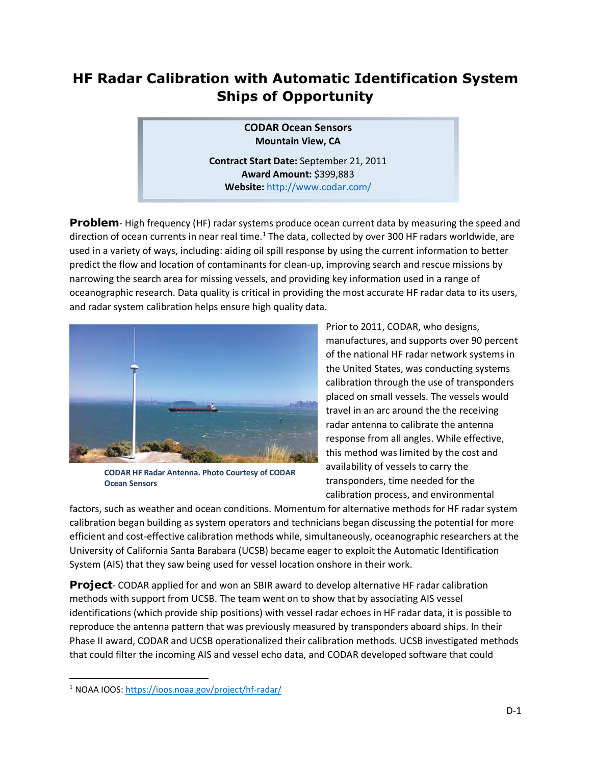# HF Radar Calibration with Automatic Identification System Ships of Opportunity

**CODAR Ocean Sensors**
**Mountain View, CA**

**Contract Start Date:** September 21, 2011
**Award Amount:** $399,883
**Website:** http://www.codar.com/

**Problem**- High frequency (HF) radar systems produce ocean current data by measuring the speed and direction of ocean currents in near real time.[1] The data, collected by over 300 HF radars worldwide, are used in a variety of ways, including: aiding oil spill response by using the current information to better predict the flow and location of contaminants for clean-up, improving search and rescue missions by narrowing the search area for missing vessels, and providing key information used in a range of oceanographic research. Data quality is critical in providing the most accurate HF radar data to its users, and radar system calibration helps ensure high quality data.

CODAR HF Radar Antenna. Photo Courtesy of CODAR Ocean Sensors

Prior to 2011, CODAR, who designs, manufactures, and supports over 90 percent of the national HF radar network systems in the United States, was conducting systems calibration through the use of transponders placed on small vessels. The vessels would travel in an arc around the the receiving radar antenna to calibrate the antenna response from all angles. While effective, this method was limited by the cost and availability of vessels to carry the transponders, time needed for the calibration process, and environmental factors, such as weather and ocean conditions. Momentum for alternative methods for HF radar system calibration began building as system operators and technicians began discussing the potential for more efficient and cost-effective calibration methods while, simultaneously, oceanographic researchers at the University of California Santa Barbara (UCSB) became eager to exploit the Automatic Identification System (AIS) that they saw being used for vessel location onshore in their work.

**Project**- CODAR applied for and won an SBIR award to develop alternative HF radar calibration methods with support from UCSB. The team went on to show that by associating AIS vessel identifications (which provide ship positions) with vessel radar echoes in HF radar data, it is possible to reproduce the antenna pattern that was previously measured by transponders aboard ships. In their Phase II award, CODAR and UCSB operationalized their calibration methods. UCSB investigated methods that could filter the incoming AIS and vessel echo data, and CODAR developed software that could

---

[1] NOAA IOOS: https://ioos.noaa.gov/project/hf-radar/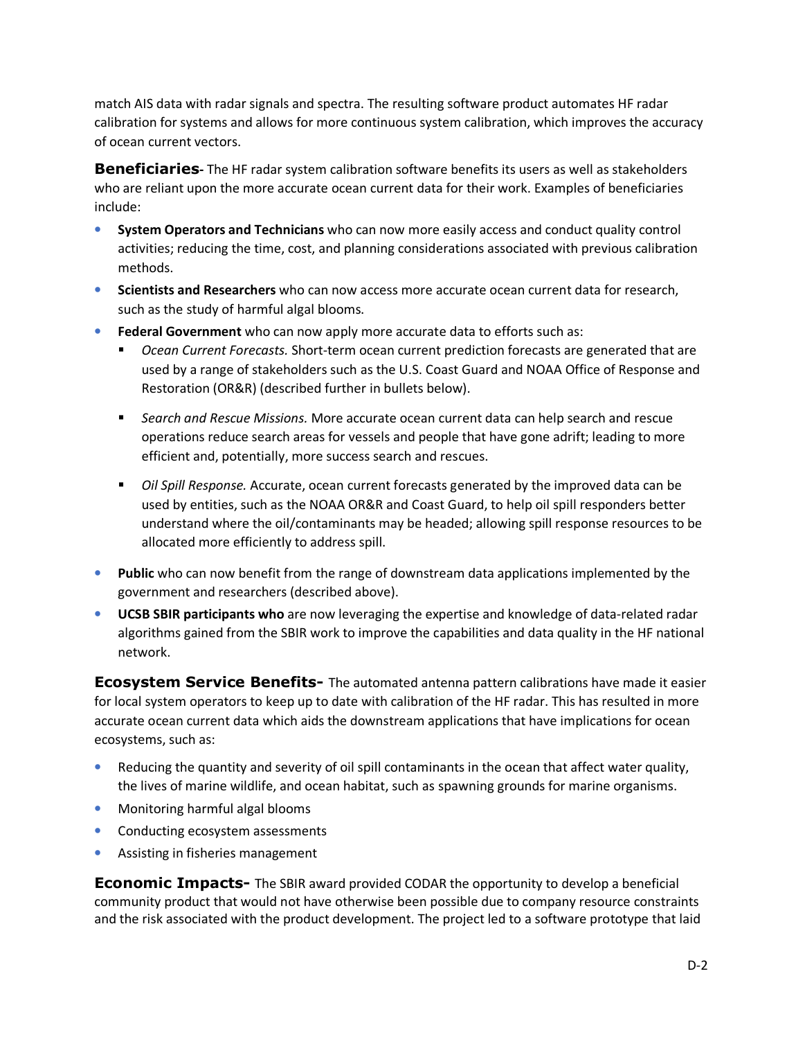match AIS data with radar signals and spectra. The resulting software product automates HF radar calibration for systems and allows for more continuous system calibration, which improves the accuracy of ocean current vectors.

**Beneficiaries-** The HF radar system calibration software benefits its users as well as stakeholders who are reliant upon the more accurate ocean current data for their work. Examples of beneficiaries include:

- **System Operators and Technicians** who can now more easily access and conduct quality control activities; reducing the time, cost, and planning considerations associated with previous calibration methods.
- **Scientists and Researchers** who can now access more accurate ocean current data for research, such as the study of harmful algal blooms.
- **Federal Government** who can now apply more accurate data to efforts such as:
  - *Ocean Current Forecasts.* Short-term ocean current prediction forecasts are generated that are used by a range of stakeholders such as the U.S. Coast Guard and NOAA Office of Response and Restoration (OR&R) (described further in bullets below).
  - *Search and Rescue Missions.* More accurate ocean current data can help search and rescue operations reduce search areas for vessels and people that have gone adrift; leading to more efficient and, potentially, more success search and rescues.
  - *Oil Spill Response.* Accurate, ocean current forecasts generated by the improved data can be used by entities, such as the NOAA OR&R and Coast Guard, to help oil spill responders better understand where the oil/contaminants may be headed; allowing spill response resources to be allocated more efficiently to address spill.
- **Public** who can now benefit from the range of downstream data applications implemented by the government and researchers (described above).
- **UCSB SBIR participants who** are now leveraging the expertise and knowledge of data-related radar algorithms gained from the SBIR work to improve the capabilities and data quality in the HF national network.

**Ecosystem Service Benefits-** The automated antenna pattern calibrations have made it easier for local system operators to keep up to date with calibration of the HF radar. This has resulted in more accurate ocean current data which aids the downstream applications that have implications for ocean ecosystems, such as:

- Reducing the quantity and severity of oil spill contaminants in the ocean that affect water quality, the lives of marine wildlife, and ocean habitat, such as spawning grounds for marine organisms.
- Monitoring harmful algal blooms
- Conducting ecosystem assessments
- Assisting in fisheries management

**Economic Impacts-** The SBIR award provided CODAR the opportunity to develop a beneficial community product that would not have otherwise been possible due to company resource constraints and the risk associated with the product development. The project led to a software prototype that laid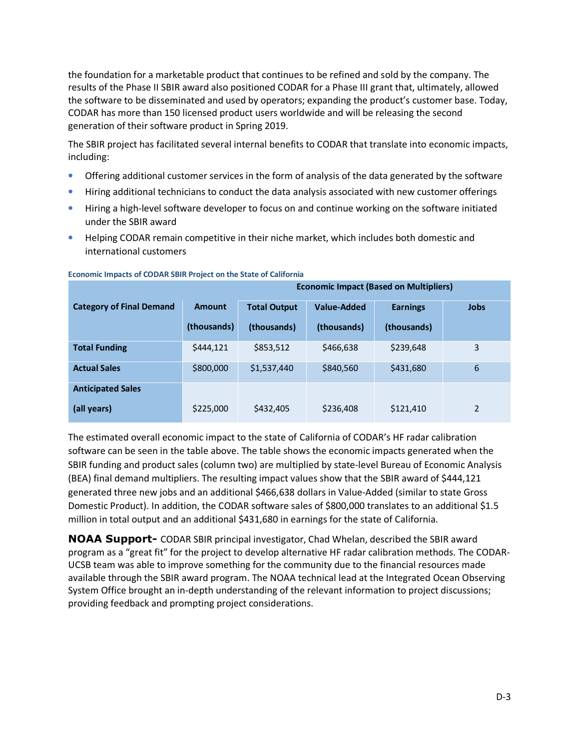the foundation for a marketable product that continues to be refined and sold by the company. The results of the Phase II SBIR award also positioned CODAR for a Phase III grant that, ultimately, allowed the software to be disseminated and used by operators; expanding the product's customer base. Today, CODAR has more than 150 licensed product users worldwide and will be releasing the second generation of their software product in Spring 2019.

The SBIR project has facilitated several internal benefits to CODAR that translate into economic impacts, including:

- Offering additional customer services in the form of analysis of the data generated by the software
- Hiring additional technicians to conduct the data analysis associated with new customer offerings
- Hiring a high-level software developer to focus on and continue working on the software initiated under the SBIR award
- Helping CODAR remain competitive in their niche market, which includes both domestic and international customers

**Economic Impacts of CODAR SBIR Project on the State of California**

| | | Economic Impact (Based on Multipliers) | | | |
|---|---|---|---|---|---|
| **Category of Final Demand** | **Amount (thousands)** | **Total Output (thousands)** | **Value-Added (thousands)** | **Earnings (thousands)** | **Jobs** |
| **Total Funding** | $444,121 | $853,512 | $466,638 | $239,648 | 3 |
| **Actual Sales** | $800,000 | $1,537,440 | $840,560 | $431,680 | 6 |
| **Anticipated Sales (all years)** | $225,000 | $432,405 | $236,408 | $121,410 | 2 |

The estimated overall economic impact to the state of California of CODAR's HF radar calibration software can be seen in the table above. The table shows the economic impacts generated when the SBIR funding and product sales (column two) are multiplied by state-level Bureau of Economic Analysis (BEA) final demand multipliers. The resulting impact values show that the SBIR award of $444,121 generated three new jobs and an additional $466,638 dollars in Value-Added (similar to state Gross Domestic Product). In addition, the CODAR software sales of $800,000 translates to an additional $1.5 million in total output and an additional $431,680 in earnings for the state of California.

**NOAA Support-** CODAR SBIR principal investigator, Chad Whelan, described the SBIR award program as a "great fit" for the project to develop alternative HF radar calibration methods. The CODAR-UCSB team was able to improve something for the community due to the financial resources made available through the SBIR award program. The NOAA technical lead at the Integrated Ocean Observing System Office brought an in-depth understanding of the relevant information to project discussions; providing feedback and prompting project considerations.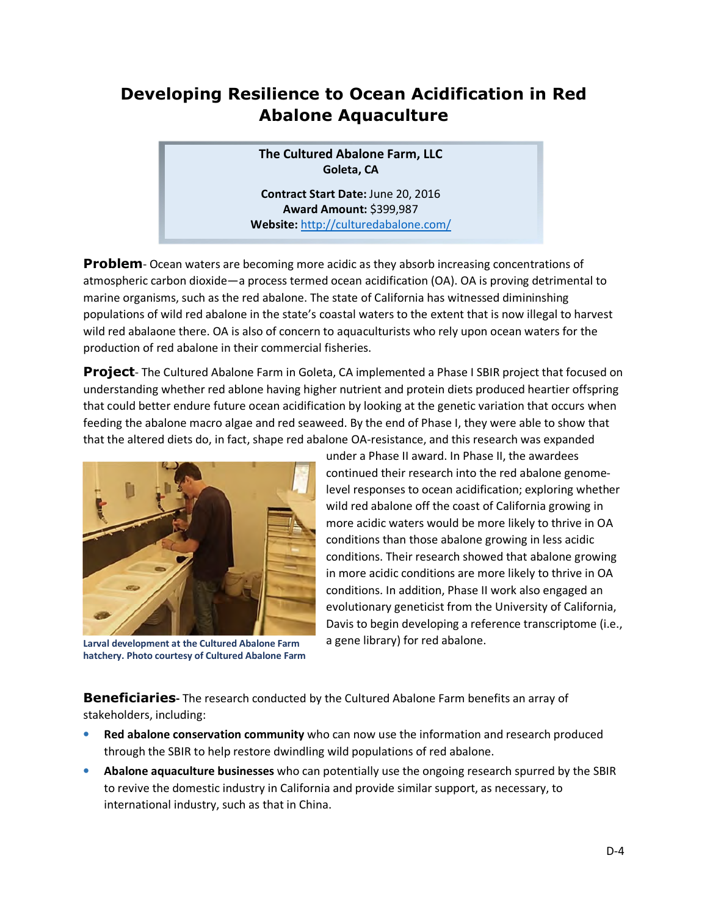# Developing Resilience to Ocean Acidification in Red Abalone Aquaculture

**The Cultured Abalone Farm, LLC**
**Goleta, CA**

**Contract Start Date:** June 20, 2016
**Award Amount:** $399,987
**Website:** http://culturedabalone.com/

**Problem**- Ocean waters are becoming more acidic as they absorb increasing concentrations of atmospheric carbon dioxide—a process termed ocean acidification (OA). OA is proving detrimental to marine organisms, such as the red abalone. The state of California has witnessed dimininshing populations of wild red abalone in the state's coastal waters to the extent that is now illegal to harvest wild red abalaone there. OA is also of concern to aquaculturists who rely upon ocean waters for the production of red abalone in their commercial fisheries.

**Project**- The Cultured Abalone Farm in Goleta, CA implemented a Phase I SBIR project that focused on understanding whether red ablone having higher nutrient and protein diets produced heartier offspring that could better endure future ocean acidification by looking at the genetic variation that occurs when feeding the abalone macro algae and red seaweed. By the end of Phase I, they were able to show that that the altered diets do, in fact, shape red abalone OA-resistance, and this research was expanded under a Phase II award. In Phase II, the awardees continued their research into the red abalone genome-level responses to ocean acidification; exploring whether wild red abalone off the coast of California growing in more acidic waters would be more likely to thrive in OA conditions than those abalone growing in less acidic conditions. Their research showed that abalone growing in more acidic conditions are more likely to thrive in OA conditions. In addition, Phase II work also engaged an evolutionary geneticist from the University of California, Davis to begin developing a reference transcriptome (i.e., a gene library) for red abalone.

Larval development at the Cultured Abalone Farm hatchery. Photo courtesy of Cultured Abalone Farm

**Beneficiaries**- The research conducted by the Cultured Abalone Farm benefits an array of stakeholders, including:

- **Red abalone conservation community** who can now use the information and research produced through the SBIR to help restore dwindling wild populations of red abalone.
- **Abalone aquaculture businesses** who can potentially use the ongoing research spurred by the SBIR to revive the domestic industry in California and provide similar support, as necessary, to international industry, such as that in China.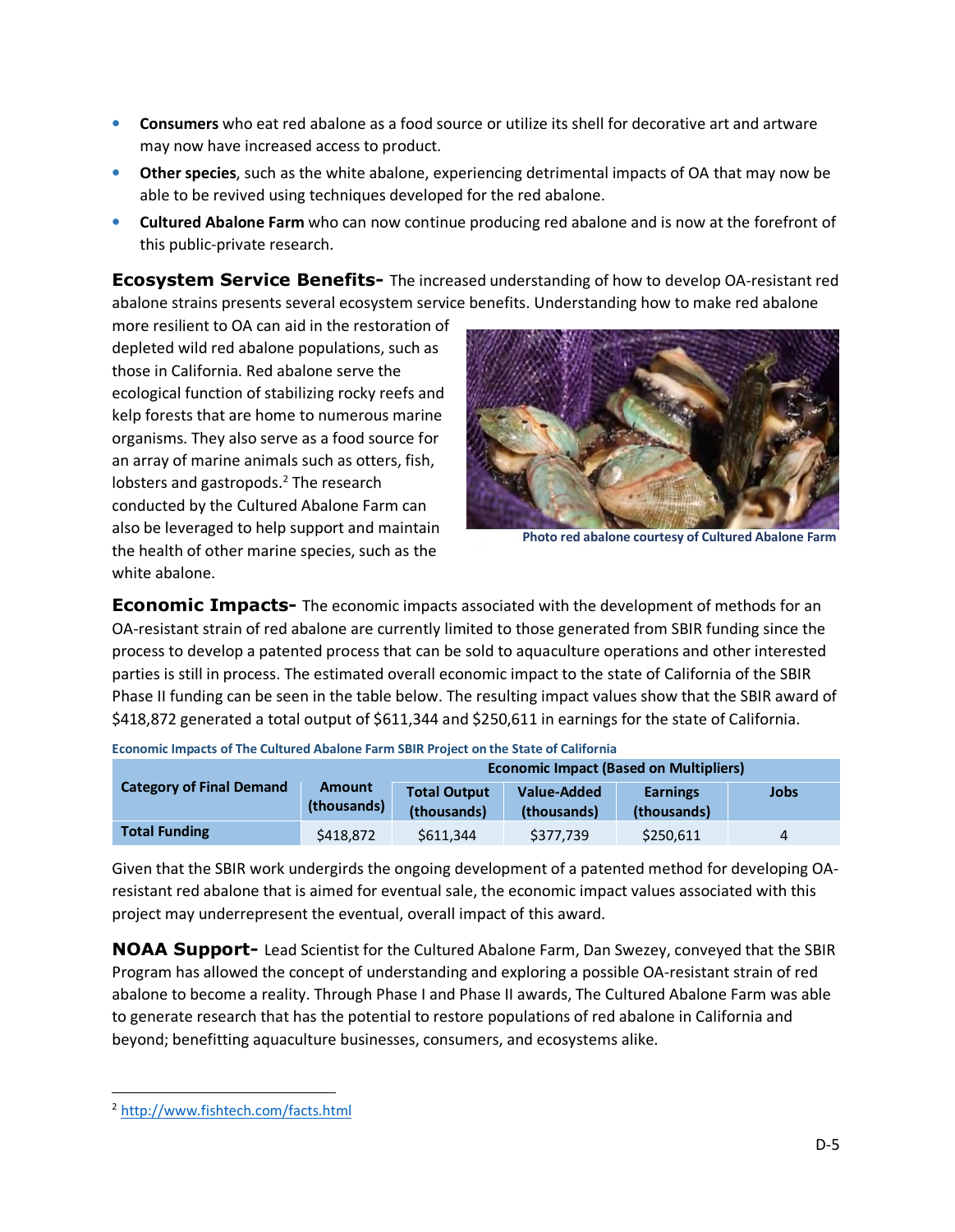- **Consumers** who eat red abalone as a food source or utilize its shell for decorative art and artware may now have increased access to product.
- **Other species**, such as the white abalone, experiencing detrimental impacts of OA that may now be able to be revived using techniques developed for the red abalone.
- **Cultured Abalone Farm** who can now continue producing red abalone and is now at the forefront of this public-private research.

**Ecosystem Service Benefits-** The increased understanding of how to develop OA-resistant red abalone strains presents several ecosystem service benefits. Understanding how to make red abalone more resilient to OA can aid in the restoration of depleted wild red abalone populations, such as those in California. Red abalone serve the ecological function of stabilizing rocky reefs and kelp forests that are home to numerous marine organisms. They also serve as a food source for an array of marine animals such as otters, fish, lobsters and gastropods.[2] The research conducted by the Cultured Abalone Farm can also be leveraged to help support and maintain the health of other marine species, such as the white abalone.

Photo red abalone courtesy of Cultured Abalone Farm

**Economic Impacts-** The economic impacts associated with the development of methods for an OA-resistant strain of red abalone are currently limited to those generated from SBIR funding since the process to develop a patented process that can be sold to aquaculture operations and other interested parties is still in process. The estimated overall economic impact to the state of California of the SBIR Phase II funding can be seen in the table below. The resulting impact values show that the SBIR award of $418,872 generated a total output of $611,344 and $250,611 in earnings for the state of California.

**Economic Impacts of The Cultured Abalone Farm SBIR Project on the State of California**

| Category of Final Demand | Amount (thousands) | Economic Impact (Based on Multipliers) | | | |
|---|---|---|---|---|---|
| | | Total Output (thousands) | Value-Added (thousands) | Earnings (thousands) | Jobs |
| **Total Funding** | $418,872 | $611,344 | $377,739 | $250,611 | 4 |

Given that the SBIR work undergirds the ongoing development of a patented method for developing OA-resistant red abalone that is aimed for eventual sale, the economic impact values associated with this project may underrepresent the eventual, overall impact of this award.

**NOAA Support-** Lead Scientist for the Cultured Abalone Farm, Dan Swezey, conveyed that the SBIR Program has allowed the concept of understanding and exploring a possible OA-resistant strain of red abalone to become a reality. Through Phase I and Phase II awards, The Cultured Abalone Farm was able to generate research that has the potential to restore populations of red abalone in California and beyond; benefitting aquaculture businesses, consumers, and ecosystems alike.

---

[2] http://www.fishtech.com/facts.html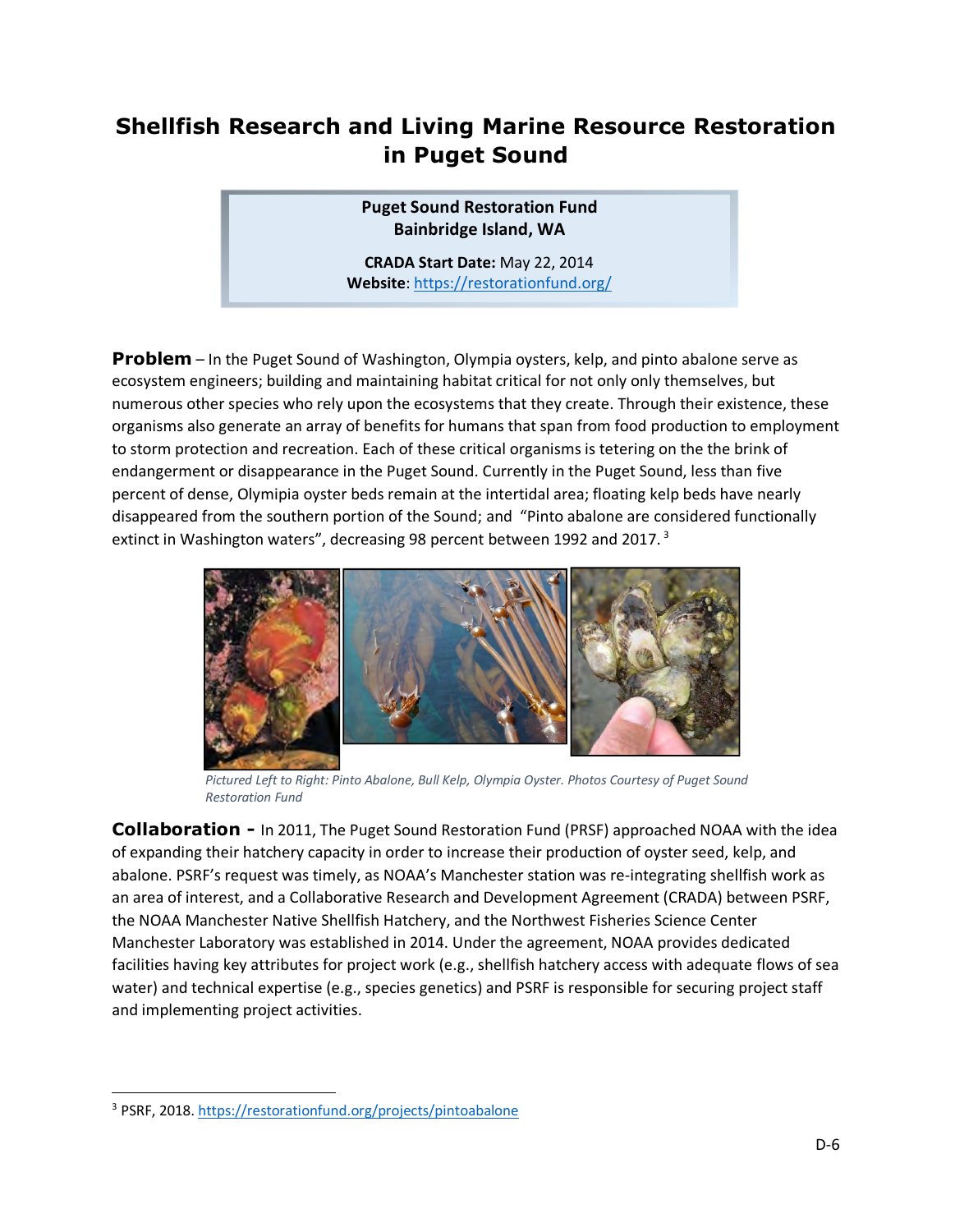# Shellfish Research and Living Marine Resource Restoration in Puget Sound

**Puget Sound Restoration Fund**
**Bainbridge Island, WA**

**CRADA Start Date:** May 22, 2014
**Website**: https://restorationfund.org/

**Problem** – In the Puget Sound of Washington, Olympia oysters, kelp, and pinto abalone serve as ecosystem engineers; building and maintaining habitat critical for not only only themselves, but numerous other species who rely upon the ecosystems that they create. Through their existence, these organisms also generate an array of benefits for humans that span from food production to employment to storm protection and recreation. Each of these critical organisms is tetering on the the brink of endangerment or disappearance in the Puget Sound. Currently in the Puget Sound, less than five percent of dense, Olymipia oyster beds remain at the intertidal area; floating kelp beds have nearly disappeared from the southern portion of the Sound; and "Pinto abalone are considered functionally extinct in Washington waters", decreasing 98 percent between 1992 and 2017.[3]

*Pictured Left to Right: Pinto Abalone, Bull Kelp, Olympia Oyster. Photos Courtesy of Puget Sound Restoration Fund*

**Collaboration -** In 2011, The Puget Sound Restoration Fund (PRSF) approached NOAA with the idea of expanding their hatchery capacity in order to increase their production of oyster seed, kelp, and abalone. PSRF's request was timely, as NOAA's Manchester station was re-integrating shellfish work as an area of interest, and a Collaborative Research and Development Agreement (CRADA) between PSRF, the NOAA Manchester Native Shellfish Hatchery, and the Northwest Fisheries Science Center Manchester Laboratory was established in 2014. Under the agreement, NOAA provides dedicated facilities having key attributes for project work (e.g., shellfish hatchery access with adequate flows of sea water) and technical expertise (e.g., species genetics) and PSRF is responsible for securing project staff and implementing project activities.

[3] PSRF, 2018. https://restorationfund.org/projects/pintoabalone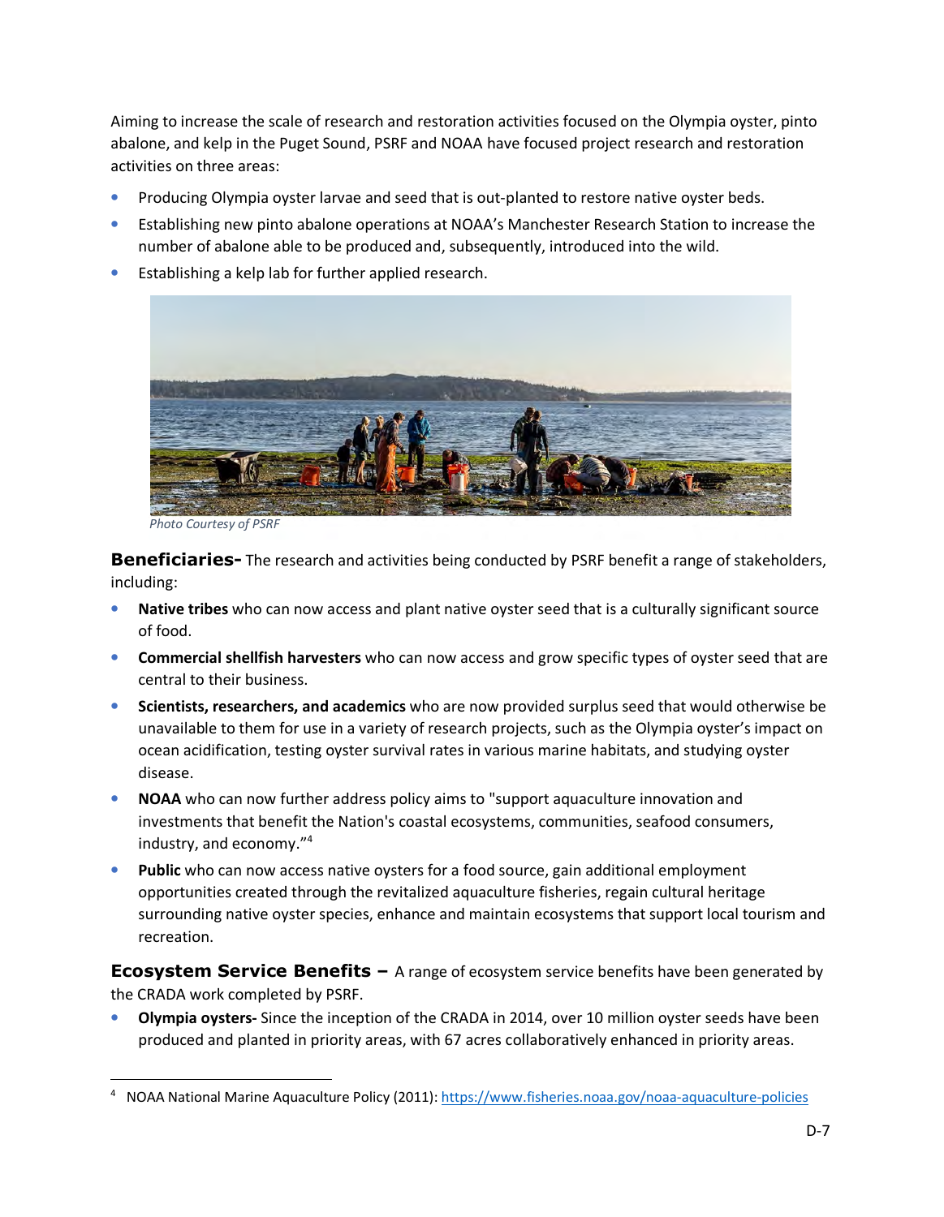Aiming to increase the scale of research and restoration activities focused on the Olympia oyster, pinto abalone, and kelp in the Puget Sound, PSRF and NOAA have focused project research and restoration activities on three areas:

- Producing Olympia oyster larvae and seed that is out-planted to restore native oyster beds.
- Establishing new pinto abalone operations at NOAA's Manchester Research Station to increase the number of abalone able to be produced and, subsequently, introduced into the wild.
- Establishing a kelp lab for further applied research.

*Photo Courtesy of PSRF*

**Beneficiaries-** The research and activities being conducted by PSRF benefit a range of stakeholders, including:

- **Native tribes** who can now access and plant native oyster seed that is a culturally significant source of food.
- **Commercial shellfish harvesters** who can now access and grow specific types of oyster seed that are central to their business.
- **Scientists, researchers, and academics** who are now provided surplus seed that would otherwise be unavailable to them for use in a variety of research projects, such as the Olympia oyster's impact on ocean acidification, testing oyster survival rates in various marine habitats, and studying oyster disease.
- **NOAA** who can now further address policy aims to "support aquaculture innovation and investments that benefit the Nation's coastal ecosystems, communities, seafood consumers, industry, and economy."[4]
- **Public** who can now access native oysters for a food source, gain additional employment opportunities created through the revitalized aquaculture fisheries, regain cultural heritage surrounding native oyster species, enhance and maintain ecosystems that support local tourism and recreation.

**Ecosystem Service Benefits –** A range of ecosystem service benefits have been generated by the CRADA work completed by PSRF.

- **Olympia oysters-** Since the inception of the CRADA in 2014, over 10 million oyster seeds have been produced and planted in priority areas, with 67 acres collaboratively enhanced in priority areas.

[4] NOAA National Marine Aquaculture Policy (2011): https://www.fisheries.noaa.gov/noaa-aquaculture-policies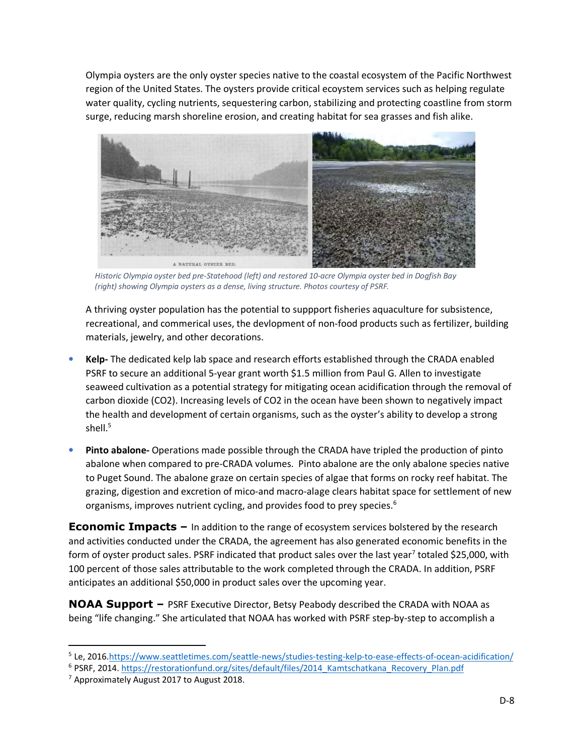Olympia oysters are the only oyster species native to the coastal ecosystem of the Pacific Northwest region of the United States. The oysters provide critical ecoystem services such as helping regulate water quality, cycling nutrients, sequestering carbon, stabilizing and protecting coastline from storm surge, reducing marsh shoreline erosion, and creating habitat for sea grasses and fish alike.

*Historic Olympia oyster bed pre-Statehood (left) and restored 10-acre Olympia oyster bed in Dogfish Bay (right) showing Olympia oysters as a dense, living structure. Photos courtesy of PSRF.*

A thriving oyster population has the potential to suppport fisheries aquaculture for subsistence, recreational, and commerical uses, the devlopment of non-food products such as fertilizer, building materials, jewelry, and other decorations.

- **Kelp-** The dedicated kelp lab space and research efforts established through the CRADA enabled PSRF to secure an additional 5-year grant worth $1.5 million from Paul G. Allen to investigate seaweed cultivation as a potential strategy for mitigating ocean acidification through the removal of carbon dioxide ($CO_2$). Increasing levels of $CO_2$ in the ocean have been shown to negatively impact the health and development of certain organisms, such as the oyster's ability to develop a strong shell.[5]
- **Pinto abalone-** Operations made possible through the CRADA have tripled the production of pinto abalone when compared to pre-CRADA volumes. Pinto abalone are the only abalone species native to Puget Sound. The abalone graze on certain species of algae that forms on rocky reef habitat. The grazing, digestion and excretion of mico-and macro-alage clears habitat space for settlement of new organisms, improves nutrient cycling, and provides food to prey species.[6]

**Economic Impacts –** In addition to the range of ecosystem services bolstered by the research and activities conducted under the CRADA, the agreement has also generated economic benefits in the form of oyster product sales. PSRF indicated that product sales over the last year[7] totaled $25,000, with 100 percent of those sales attributable to the work completed through the CRADA. In addition, PSRF anticipates an additional $50,000 in product sales over the upcoming year.

**NOAA Support –** PSRF Executive Director, Betsy Peabody described the CRADA with NOAA as being "life changing." She articulated that NOAA has worked with PSRF step-by-step to accomplish a

---

[5] Le, 2016.https://www.seattletimes.com/seattle-news/studies-testing-kelp-to-ease-effects-of-ocean-acidification/

[6] PSRF, 2014. https://restorationfund.org/sites/default/files/2014_Kamtschatkana_Recovery_Plan.pdf

[7] Approximately August 2017 to August 2018.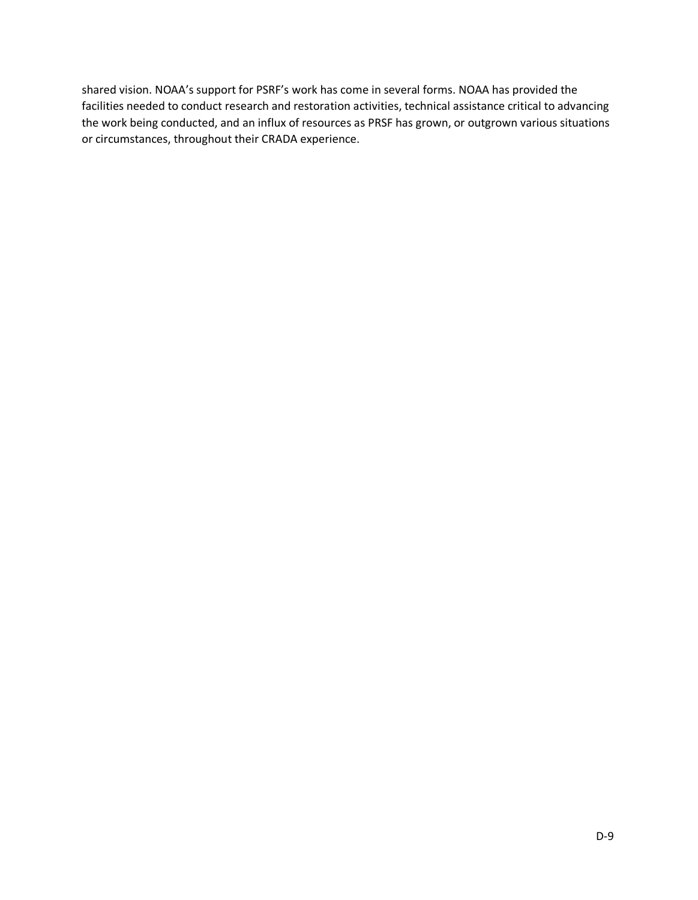shared vision. NOAA’s support for PSRF’s work has come in several forms. NOAA has provided the facilities needed to conduct research and restoration activities, technical assistance critical to advancing the work being conducted, and an influx of resources as PRSF has grown, or outgrown various situations or circumstances, throughout their CRADA experience.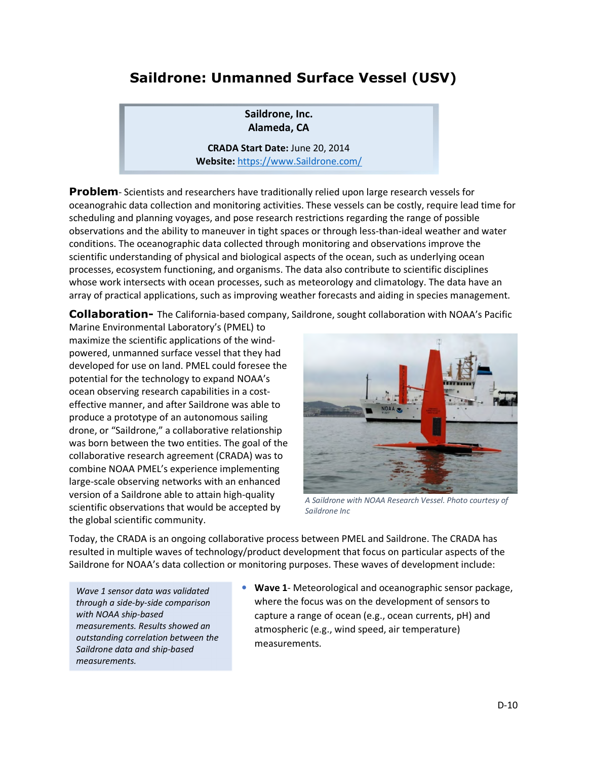# Saildrone: Unmanned Surface Vessel (USV)

**Saildrone, Inc.**
**Alameda, CA**

**CRADA Start Date:** June 20, 2014
**Website:** https://www.Saildrone.com/

**Problem**- Scientists and researchers have traditionally relied upon large research vessels for oceanograhic data collection and monitoring activities. These vessels can be costly, require lead time for scheduling and planning voyages, and pose research restrictions regarding the range of possible observations and the ability to maneuver in tight spaces or through less-than-ideal weather and water conditions. The oceanographic data collected through monitoring and observations improve the scientific understanding of physical and biological aspects of the ocean, such as underlying ocean processes, ecosystem functioning, and organisms. The data also contribute to scientific disciplines whose work intersects with ocean processes, such as meteorology and climatology. The data have an array of practical applications, such as improving weather forecasts and aiding in species management.

**Collaboration-** The California-based company, Saildrone, sought collaboration with NOAA's Pacific Marine Environmental Laboratory's (PMEL) to maximize the scientific applications of the wind-powered, unmanned surface vessel that they had developed for use on land. PMEL could foresee the potential for the technology to expand NOAA's ocean observing research capabilities in a cost-effective manner, and after Saildrone was able to produce a prototype of an autonomous sailing drone, or "Saildrone," a collaborative relationship was born between the two entities. The goal of the collaborative research agreement (CRADA) was to combine NOAA PMEL's experience implementing large-scale observing networks with an enhanced version of a Saildrone able to attain high-quality scientific observations that would be accepted by the global scientific community.

*A Saildrone with NOAA Research Vessel. Photo courtesy of Saildrone Inc*

Today, the CRADA is an ongoing collaborative process between PMEL and Saildrone. The CRADA has resulted in multiple waves of technology/product development that focus on particular aspects of the Saildrone for NOAA's data collection or monitoring purposes. These waves of development include:

*Wave 1 sensor data was validated through a side-by-side comparison with NOAA ship-based measurements. Results showed an outstanding correlation between the Saildrone data and ship-based measurements.*

- **Wave 1**- Meteorological and oceanographic sensor package, where the focus was on the development of sensors to capture a range of ocean (e.g., ocean currents, pH) and atmospheric (e.g., wind speed, air temperature) measurements.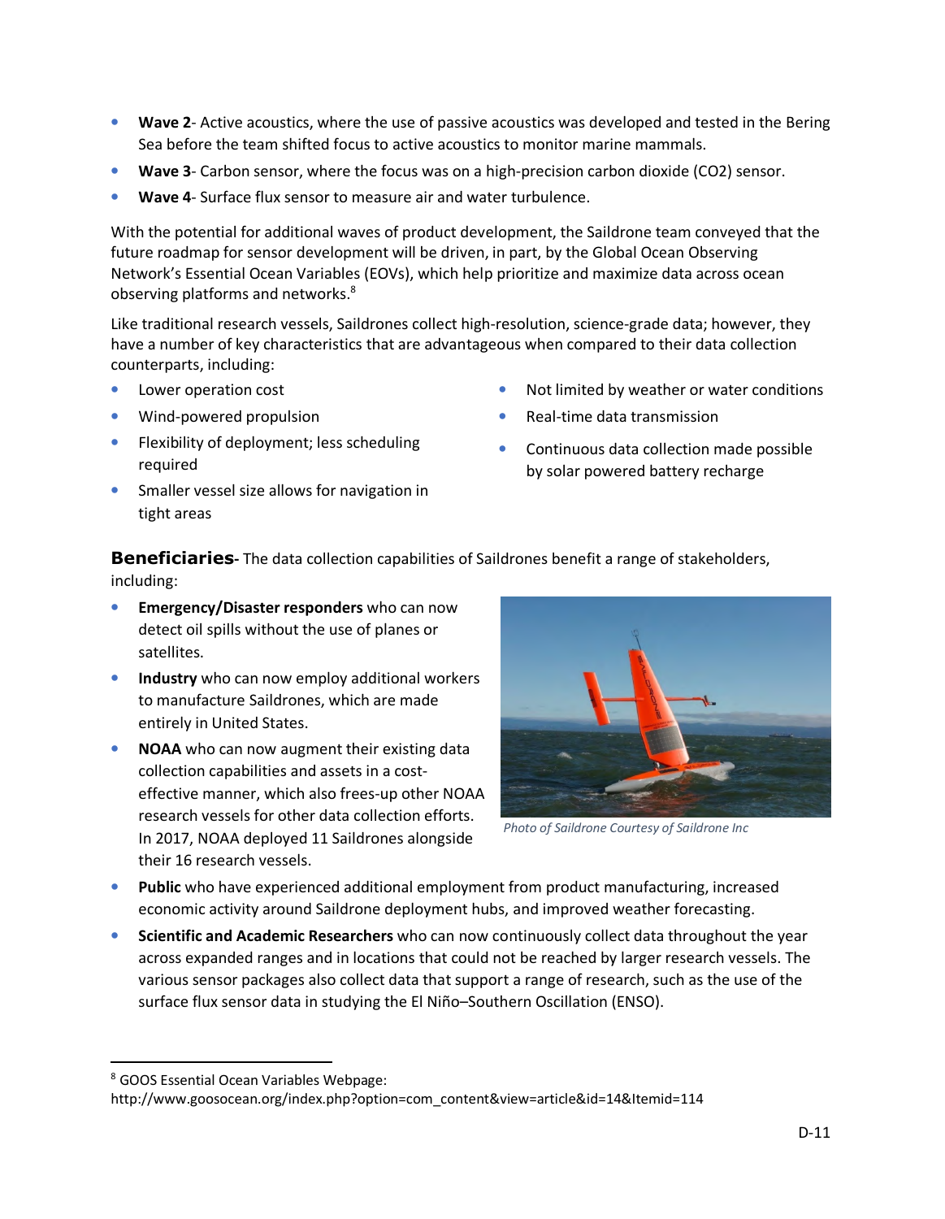- **Wave 2**- Active acoustics, where the use of passive acoustics was developed and tested in the Bering Sea before the team shifted focus to active acoustics to monitor marine mammals.
- **Wave 3**- Carbon sensor, where the focus was on a high-precision carbon dioxide ($CO_2$) sensor.
- **Wave 4**- Surface flux sensor to measure air and water turbulence.

With the potential for additional waves of product development, the Saildrone team conveyed that the future roadmap for sensor development will be driven, in part, by the Global Ocean Observing Network's Essential Ocean Variables (EOVs), which help prioritize and maximize data across ocean observing platforms and networks.[8]

Like traditional research vessels, Saildrones collect high-resolution, science-grade data; however, they have a number of key characteristics that are advantageous when compared to their data collection counterparts, including:

- Lower operation cost
- Wind-powered propulsion
- Flexibility of deployment; less scheduling required
- Smaller vessel size allows for navigation in tight areas
- Not limited by weather or water conditions
- Real-time data transmission
- Continuous data collection made possible by solar powered battery recharge

**Beneficiaries**- The data collection capabilities of Saildrones benefit a range of stakeholders, including:

- **Emergency/Disaster responders** who can now detect oil spills without the use of planes or satellites.
- **Industry** who can now employ additional workers to manufacture Saildrones, which are made entirely in United States.
- **NOAA** who can now augment their existing data collection capabilities and assets in a cost-effective manner, which also frees-up other NOAA research vessels for other data collection efforts. In 2017, NOAA deployed 11 Saildrones alongside their 16 research vessels.

*Photo of Saildrone Courtesy of Saildrone Inc*

- **Public** who have experienced additional employment from product manufacturing, increased economic activity around Saildrone deployment hubs, and improved weather forecasting.
- **Scientific and Academic Researchers** who can now continuously collect data throughout the year across expanded ranges and in locations that could not be reached by larger research vessels. The various sensor packages also collect data that support a range of research, such as the use of the surface flux sensor data in studying the El Niño–Southern Oscillation (ENSO).

[8] GOOS Essential Ocean Variables Webpage: http://www.goosocean.org/index.php?option=com_content&view=article&id=14&Itemid=114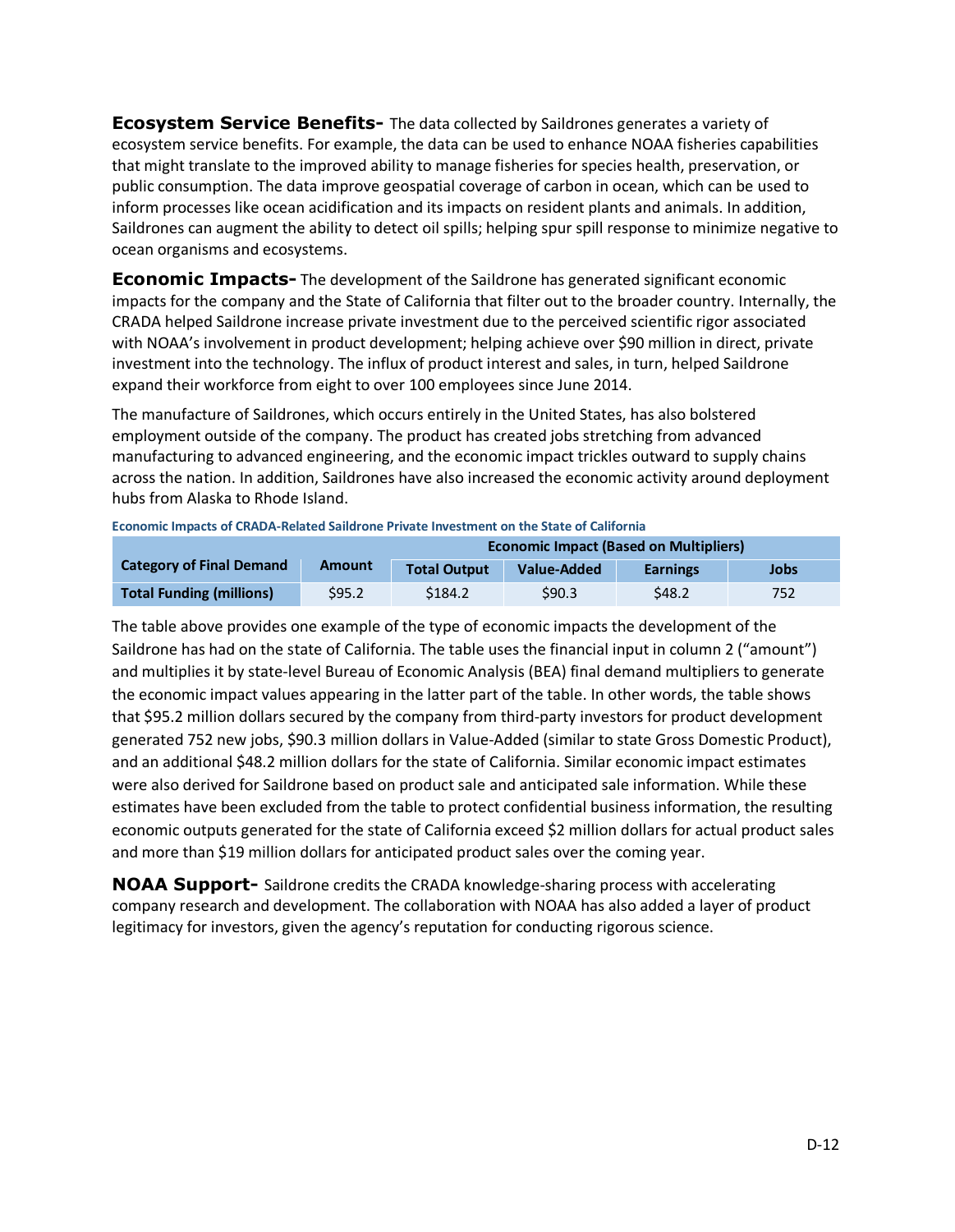**Ecosystem Service Benefits-** The data collected by Saildrones generates a variety of ecosystem service benefits. For example, the data can be used to enhance NOAA fisheries capabilities that might translate to the improved ability to manage fisheries for species health, preservation, or public consumption. The data improve geospatial coverage of carbon in ocean, which can be used to inform processes like ocean acidification and its impacts on resident plants and animals. In addition, Saildrones can augment the ability to detect oil spills; helping spur spill response to minimize negative to ocean organisms and ecosystems.

**Economic Impacts-** The development of the Saildrone has generated significant economic impacts for the company and the State of California that filter out to the broader country. Internally, the CRADA helped Saildrone increase private investment due to the perceived scientific rigor associated with NOAA's involvement in product development; helping achieve over $90 million in direct, private investment into the technology. The influx of product interest and sales, in turn, helped Saildrone expand their workforce from eight to over 100 employees since June 2014.

The manufacture of Saildrones, which occurs entirely in the United States, has also bolstered employment outside of the company. The product has created jobs stretching from advanced manufacturing to advanced engineering, and the economic impact trickles outward to supply chains across the nation. In addition, Saildrones have also increased the economic activity around deployment hubs from Alaska to Rhode Island.

**Economic Impacts of CRADA-Related Saildrone Private Investment on the State of California**

| Category of Final Demand | Amount | Economic Impact (Based on Multipliers) | | | |
|---|---|---|---|---|---|
| | | Total Output | Value-Added | Earnings | Jobs |
| **Total Funding (millions)** | $95.2 | $184.2 | $90.3 | $48.2 | 752 |

The table above provides one example of the type of economic impacts the development of the Saildrone has had on the state of California. The table uses the financial input in column 2 ("amount") and multiplies it by state-level Bureau of Economic Analysis (BEA) final demand multipliers to generate the economic impact values appearing in the latter part of the table. In other words, the table shows that $95.2 million dollars secured by the company from third-party investors for product development generated 752 new jobs, $90.3 million dollars in Value-Added (similar to state Gross Domestic Product), and an additional $48.2 million dollars for the state of California. Similar economic impact estimates were also derived for Saildrone based on product sale and anticipated sale information. While these estimates have been excluded from the table to protect confidential business information, the resulting economic outputs generated for the state of California exceed $2 million dollars for actual product sales and more than $19 million dollars for anticipated product sales over the coming year.

**NOAA Support-** Saildrone credits the CRADA knowledge-sharing process with accelerating company research and development. The collaboration with NOAA has also added a layer of product legitimacy for investors, given the agency's reputation for conducting rigorous science.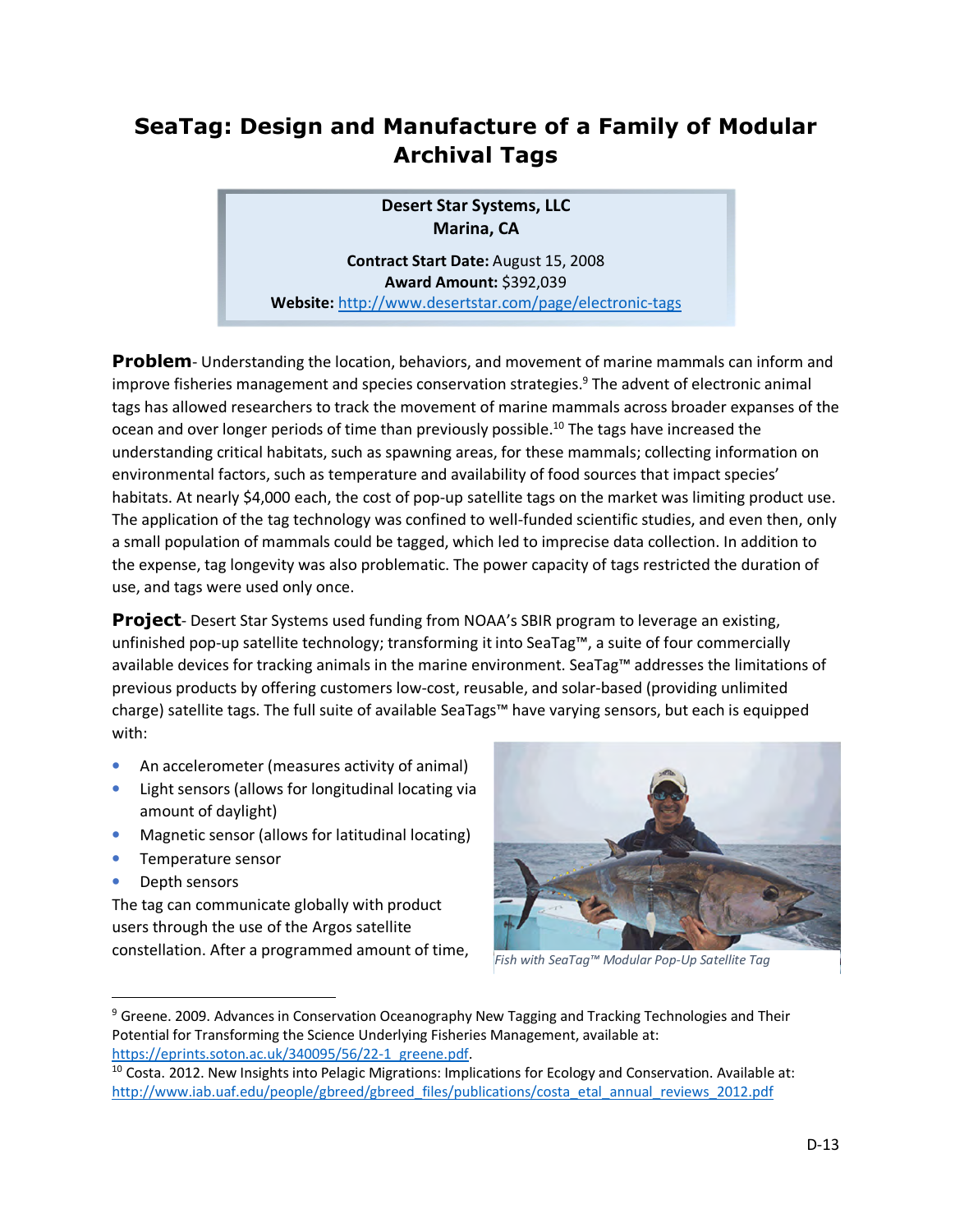# SeaTag: Design and Manufacture of a Family of Modular Archival Tags

**Desert Star Systems, LLC**
**Marina, CA**

**Contract Start Date:** August 15, 2008
**Award Amount:** $392,039
**Website:** http://www.desertstar.com/page/electronic-tags

**Problem**- Understanding the location, behaviors, and movement of marine mammals can inform and improve fisheries management and species conservation strategies.[9] The advent of electronic animal tags has allowed researchers to track the movement of marine mammals across broader expanses of the ocean and over longer periods of time than previously possible.[10] The tags have increased the understanding critical habitats, such as spawning areas, for these mammals; collecting information on environmental factors, such as temperature and availability of food sources that impact species' habitats. At nearly $4,000 each, the cost of pop-up satellite tags on the market was limiting product use. The application of the tag technology was confined to well-funded scientific studies, and even then, only a small population of mammals could be tagged, which led to imprecise data collection. In addition to the expense, tag longevity was also problematic. The power capacity of tags restricted the duration of use, and tags were used only once.

**Project**- Desert Star Systems used funding from NOAA's SBIR program to leverage an existing, unfinished pop-up satellite technology; transforming it into SeaTag™, a suite of four commercially available devices for tracking animals in the marine environment. SeaTag™ addresses the limitations of previous products by offering customers low-cost, reusable, and solar-based (providing unlimited charge) satellite tags. The full suite of available SeaTags™ have varying sensors, but each is equipped with:

- An accelerometer (measures activity of animal)
- Light sensors (allows for longitudinal locating via amount of daylight)
- Magnetic sensor (allows for latitudinal locating)
- Temperature sensor
- Depth sensors

The tag can communicate globally with product users through the use of the Argos satellite constellation. After a programmed amount of time,

*Fish with SeaTag™ Modular Pop-Up Satellite Tag*

---

[9] Greene. 2009. Advances in Conservation Oceanography New Tagging and Tracking Technologies and Their Potential for Transforming the Science Underlying Fisheries Management, available at: https://eprints.soton.ac.uk/340095/56/22-1_greene.pdf.

[10] Costa. 2012. New Insights into Pelagic Migrations: Implications for Ecology and Conservation. Available at: http://www.iab.uaf.edu/people/gbreed/gbreed_files/publications/costa_etal_annual_reviews_2012.pdf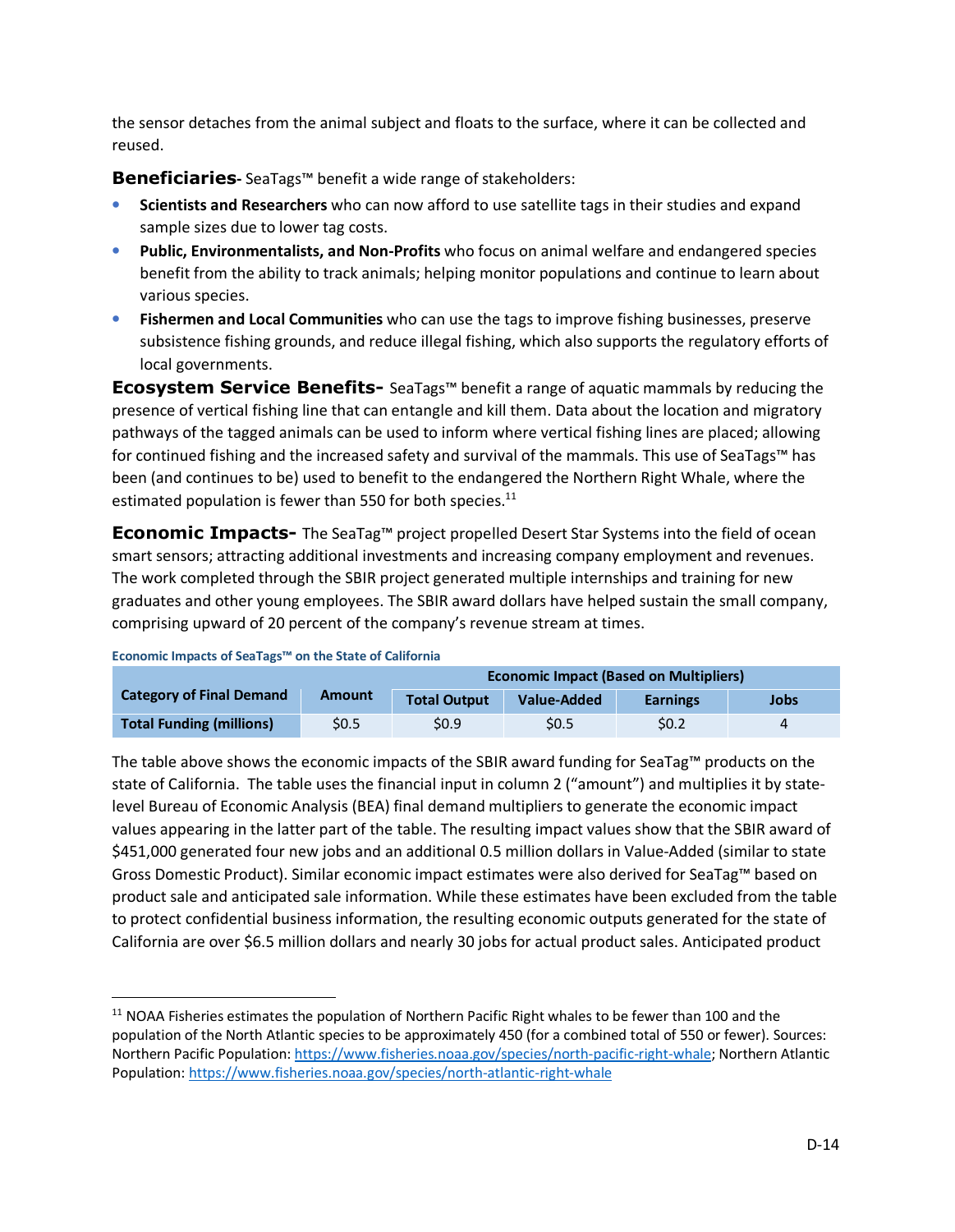the sensor detaches from the animal subject and floats to the surface, where it can be collected and reused.

**Beneficiaries**- SeaTags™ benefit a wide range of stakeholders:

- **Scientists and Researchers** who can now afford to use satellite tags in their studies and expand sample sizes due to lower tag costs.
- **Public, Environmentalists, and Non-Profits** who focus on animal welfare and endangered species benefit from the ability to track animals; helping monitor populations and continue to learn about various species.
- **Fishermen and Local Communities** who can use the tags to improve fishing businesses, preserve subsistence fishing grounds, and reduce illegal fishing, which also supports the regulatory efforts of local governments.

**Ecosystem Service Benefits-** SeaTags™ benefit a range of aquatic mammals by reducing the presence of vertical fishing line that can entangle and kill them. Data about the location and migratory pathways of the tagged animals can be used to inform where vertical fishing lines are placed; allowing for continued fishing and the increased safety and survival of the mammals. This use of SeaTags™ has been (and continues to be) used to benefit to the endangered the Northern Right Whale, where the estimated population is fewer than 550 for both species.[11]

**Economic Impacts-** The SeaTag™ project propelled Desert Star Systems into the field of ocean smart sensors; attracting additional investments and increasing company employment and revenues. The work completed through the SBIR project generated multiple internships and training for new graduates and other young employees. The SBIR award dollars have helped sustain the small company, comprising upward of 20 percent of the company's revenue stream at times.

**Economic Impacts of SeaTags™ on the State of California**

| Category of Final Demand | Amount | Economic Impact (Based on Multipliers) | | | |
|---|---|---|---|---|---|
| | | Total Output | Value-Added | Earnings | Jobs |
| **Total Funding (millions)** | $0.5 | $0.9 | $0.5 | $0.2 | 4 |

The table above shows the economic impacts of the SBIR award funding for SeaTag™ products on the state of California. The table uses the financial input in column 2 ("amount") and multiplies it by state-level Bureau of Economic Analysis (BEA) final demand multipliers to generate the economic impact values appearing in the latter part of the table. The resulting impact values show that the SBIR award of $451,000 generated four new jobs and an additional 0.5 million dollars in Value-Added (similar to state Gross Domestic Product). Similar economic impact estimates were also derived for SeaTag™ based on product sale and anticipated sale information. While these estimates have been excluded from the table to protect confidential business information, the resulting economic outputs generated for the state of California are over $6.5 million dollars and nearly 30 jobs for actual product sales. Anticipated product

---

[11] NOAA Fisheries estimates the population of Northern Pacific Right whales to be fewer than 100 and the population of the North Atlantic species to be approximately 450 (for a combined total of 550 or fewer). Sources: Northern Pacific Population: https://www.fisheries.noaa.gov/species/north-pacific-right-whale; Northern Atlantic Population: https://www.fisheries.noaa.gov/species/north-atlantic-right-whale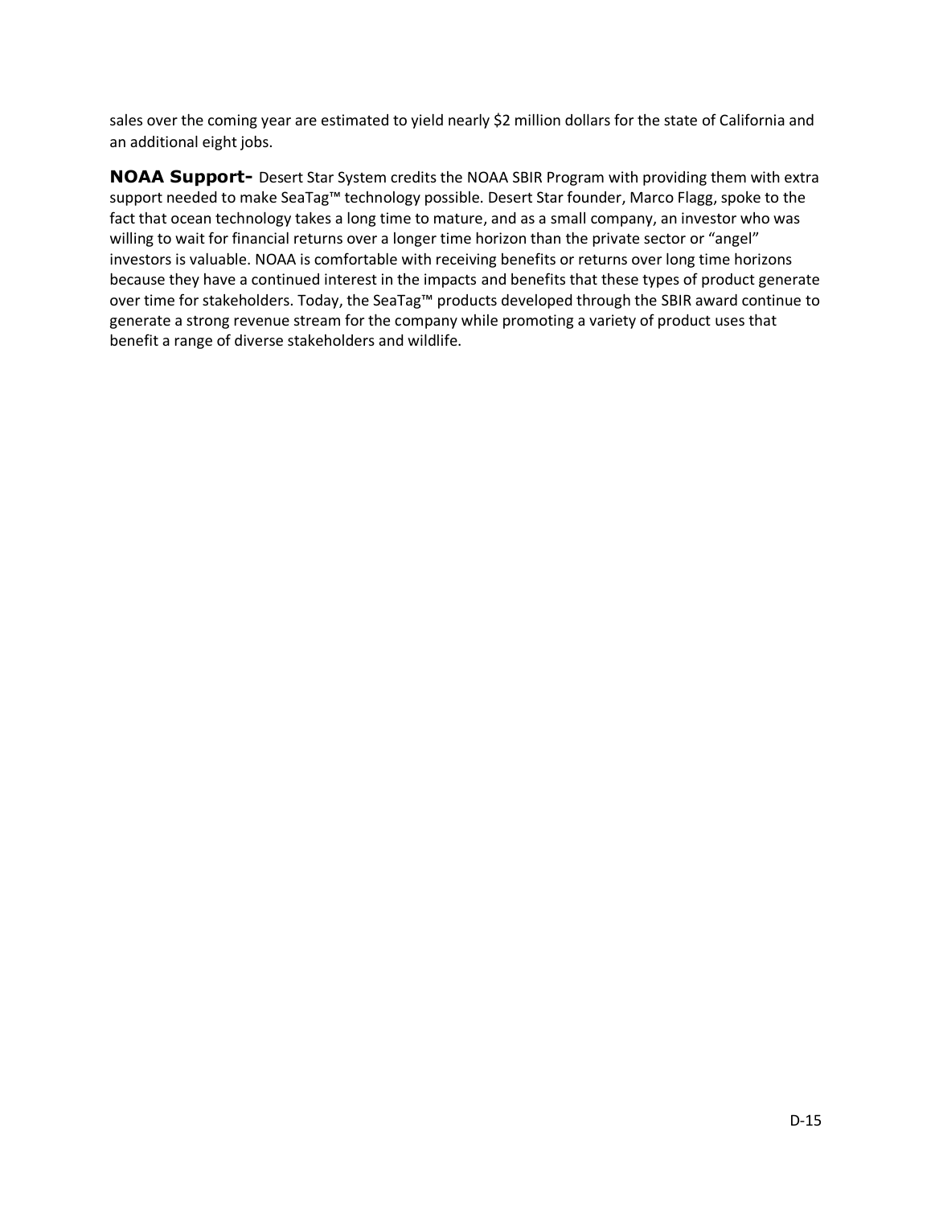sales over the coming year are estimated to yield nearly $2 million dollars for the state of California and an additional eight jobs.

**NOAA Support-** Desert Star System credits the NOAA SBIR Program with providing them with extra support needed to make SeaTag™ technology possible. Desert Star founder, Marco Flagg, spoke to the fact that ocean technology takes a long time to mature, and as a small company, an investor who was willing to wait for financial returns over a longer time horizon than the private sector or "angel" investors is valuable. NOAA is comfortable with receiving benefits or returns over long time horizons because they have a continued interest in the impacts and benefits that these types of product generate over time for stakeholders. Today, the SeaTag™ products developed through the SBIR award continue to generate a strong revenue stream for the company while promoting a variety of product uses that benefit a range of diverse stakeholders and wildlife.